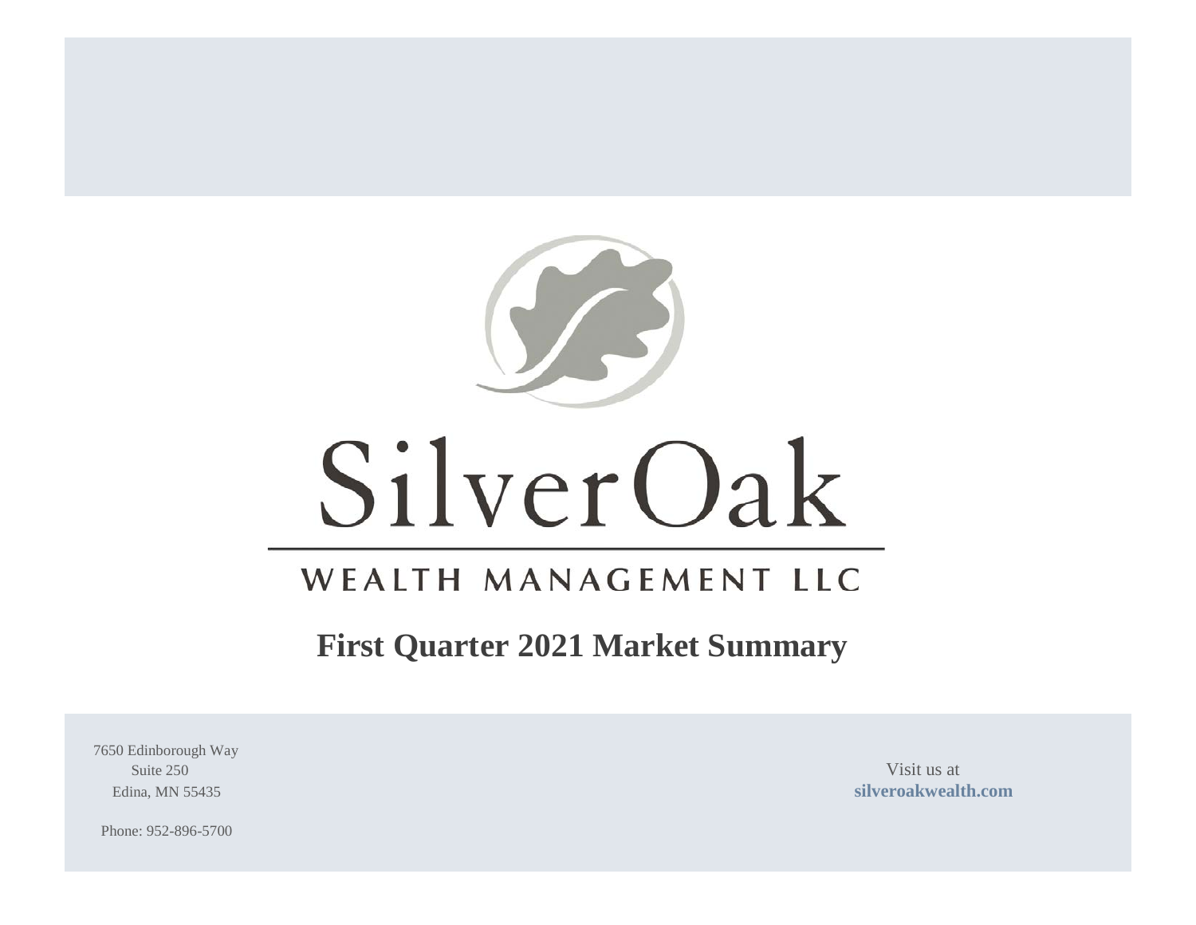SilverOak

WEALTH MANAGEMENT LLC

# First Quarter 2021 Market Summary

7650 Edinborough Way
Suite 250
Edina, MN 55435

Phone: 952-896-5700

Visit us at
**silveroakwealth.com**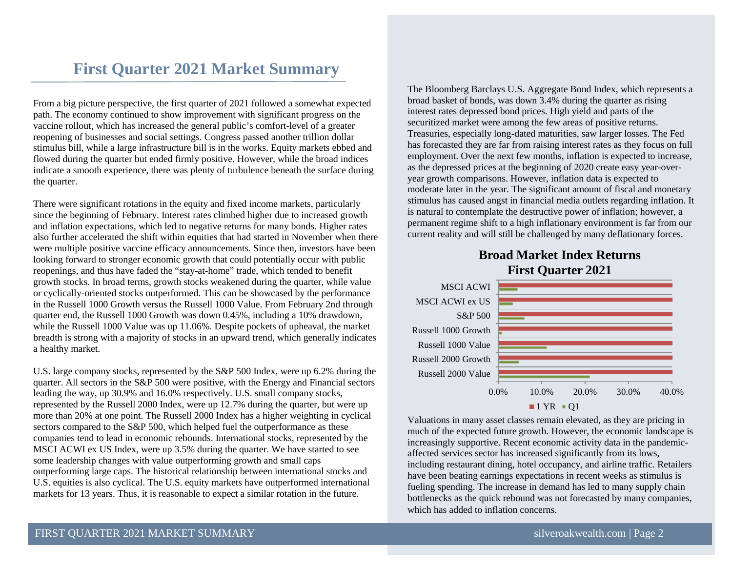# First Quarter 2021 Market Summary

From a big picture perspective, the first quarter of 2021 followed a somewhat expected path. The economy continued to show improvement with significant progress on the vaccine rollout, which has increased the general public's comfort-level of a greater reopening of businesses and social settings. Congress passed another trillion dollar stimulus bill, while a large infrastructure bill is in the works. Equity markets ebbed and flowed during the quarter but ended firmly positive. However, while the broad indices indicate a smooth experience, there was plenty of turbulence beneath the surface during the quarter.

There were significant rotations in the equity and fixed income markets, particularly since the beginning of February. Interest rates climbed higher due to increased growth and inflation expectations, which led to negative returns for many bonds. Higher rates also further accelerated the shift within equities that had started in November when there were multiple positive vaccine efficacy announcements. Since then, investors have been looking forward to stronger economic growth that could potentially occur with public reopenings, and thus have faded the "stay-at-home" trade, which tended to benefit growth stocks. In broad terms, growth stocks weakened during the quarter, while value or cyclically-oriented stocks outperformed. This can be showcased by the performance in the Russell 1000 Growth versus the Russell 1000 Value. From February 2nd through quarter end, the Russell 1000 Growth was down 0.45%, including a 10% drawdown, while the Russell 1000 Value was up 11.06%. Despite pockets of upheaval, the market breadth is strong with a majority of stocks in an upward trend, which generally indicates a healthy market.

U.S. large company stocks, represented by the S&P 500 Index, were up 6.2% during the quarter. All sectors in the S&P 500 were positive, with the Energy and Financial sectors leading the way, up 30.9% and 16.0% respectively. U.S. small company stocks, represented by the Russell 2000 Index, were up 12.7% during the quarter, but were up more than 20% at one point. The Russell 2000 Index has a higher weighting in cyclical sectors compared to the S&P 500, which helped fuel the outperformance as these companies tend to lead in economic rebounds. International stocks, represented by the MSCI ACWI ex US Index, were up 3.5% during the quarter. We have started to see some leadership changes with value outperforming growth and small caps outperforming large caps. The historical relationship between international stocks and U.S. equities is also cyclical. The U.S. equity markets have outperformed international markets for 13 years. Thus, it is reasonable to expect a similar rotation in the future.

The Bloomberg Barclays U.S. Aggregate Bond Index, which represents a broad basket of bonds, was down 3.4% during the quarter as rising interest rates depressed bond prices. High yield and parts of the securitized market were among the few areas of positive returns. Treasuries, especially long-dated maturities, saw larger losses. The Fed has forecasted they are far from raising interest rates as they focus on full employment. Over the next few months, inflation is expected to increase, as the depressed prices at the beginning of 2020 create easy year-over-year growth comparisons. However, inflation data is expected to moderate later in the year. The significant amount of fiscal and monetary stimulus has caused angst in financial media outlets regarding inflation. It is natural to contemplate the destructive power of inflation; however, a permanent regime shift to a high inflationary environment is far from our current reality and will still be challenged by many deflationary forces.

**Broad Market Index Returns**
**First Quarter 2021**

Indices: MSCI ACWI; MSCI ACWI ex US; S&P 500; Russell 1000 Growth; Russell 1000 Value; Russell 2000 Growth; Russell 2000 Value

Axis: 0.0% | 10.0% | 20.0% | 30.0% | 40.0%

Legend: 1 YR | Q1

Valuations in many asset classes remain elevated, as they are pricing in much of the expected future growth. However, the economic landscape is increasingly supportive. Recent economic activity data in the pandemic-affected services sector has increased significantly from its lows, including restaurant dining, hotel occupancy, and airline traffic. Retailers have been beating earnings expectations in recent weeks as stimulus is fueling spending. The increase in demand has led to many supply chain bottlenecks as the quick rebound was not forecasted by many companies, which has added to inflation concerns.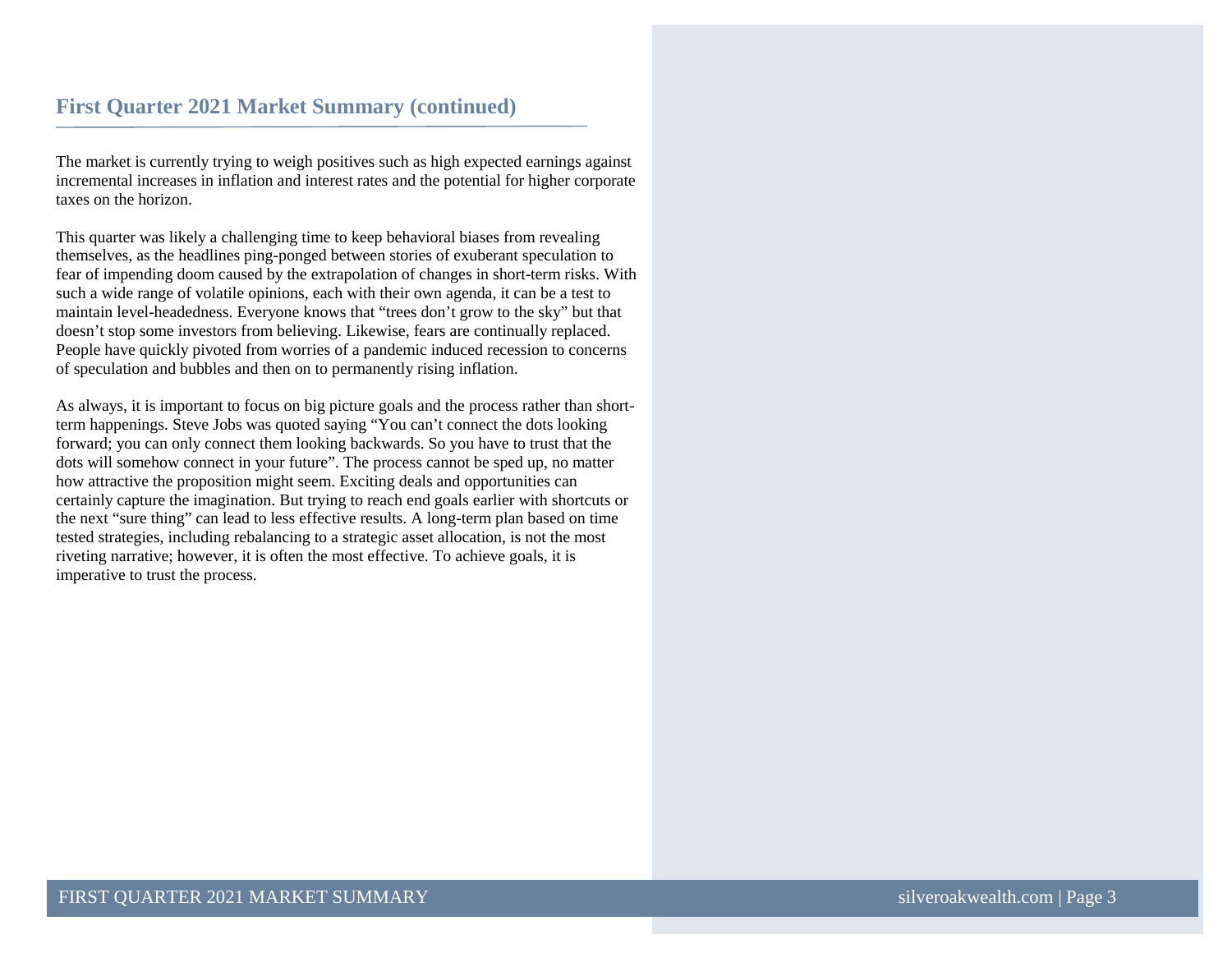## First Quarter 2021 Market Summary (continued)

The market is currently trying to weigh positives such as high expected earnings against incremental increases in inflation and interest rates and the potential for higher corporate taxes on the horizon.

This quarter was likely a challenging time to keep behavioral biases from revealing themselves, as the headlines ping-ponged between stories of exuberant speculation to fear of impending doom caused by the extrapolation of changes in short-term risks. With such a wide range of volatile opinions, each with their own agenda, it can be a test to maintain level-headedness. Everyone knows that "trees don't grow to the sky" but that doesn't stop some investors from believing. Likewise, fears are continually replaced. People have quickly pivoted from worries of a pandemic induced recession to concerns of speculation and bubbles and then on to permanently rising inflation.

As always, it is important to focus on big picture goals and the process rather than short-term happenings. Steve Jobs was quoted saying "You can't connect the dots looking forward; you can only connect them looking backwards. So you have to trust that the dots will somehow connect in your future". The process cannot be sped up, no matter how attractive the proposition might seem. Exciting deals and opportunities can certainly capture the imagination. But trying to reach end goals earlier with shortcuts or the next "sure thing" can lead to less effective results. A long-term plan based on time tested strategies, including rebalancing to a strategic asset allocation, is not the most riveting narrative; however, it is often the most effective. To achieve goals, it is imperative to trust the process.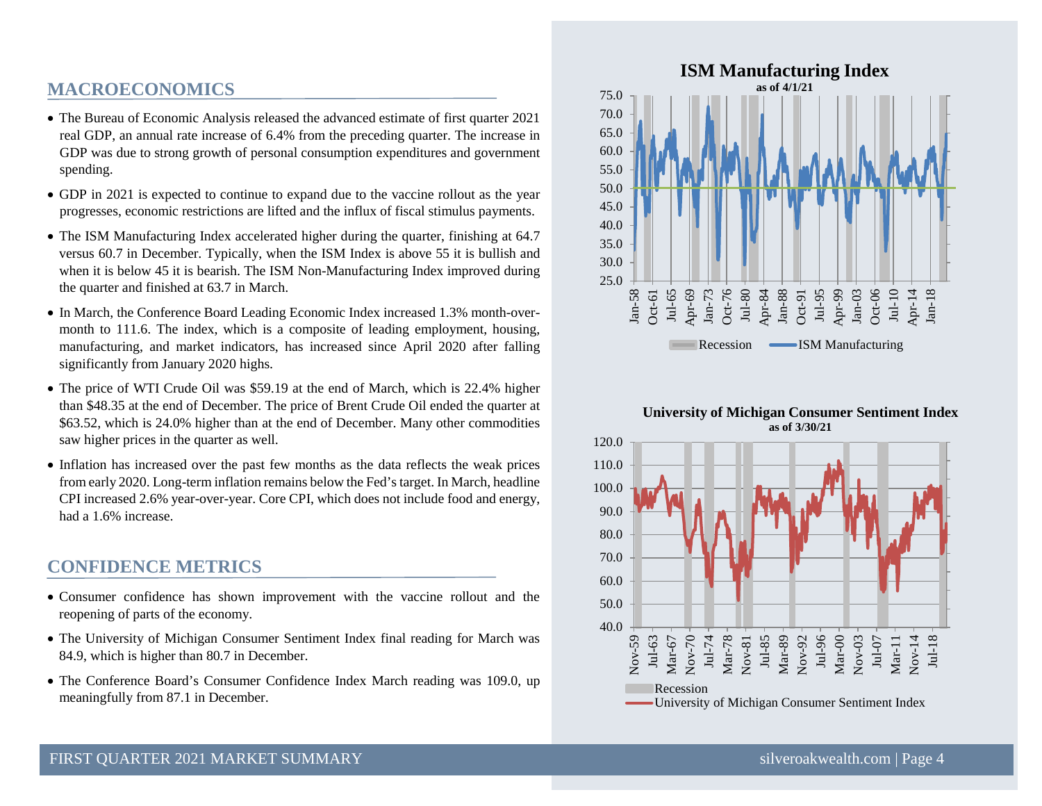## MACROECONOMICS

- The Bureau of Economic Analysis released the advanced estimate of first quarter 2021 real GDP, an annual rate increase of 6.4% from the preceding quarter. The increase in GDP was due to strong growth of personal consumption expenditures and government spending.
- GDP in 2021 is expected to continue to expand due to the vaccine rollout as the year progresses, economic restrictions are lifted and the influx of fiscal stimulus payments.
- The ISM Manufacturing Index accelerated higher during the quarter, finishing at 64.7 versus 60.7 in December. Typically, when the ISM Index is above 55 it is bullish and when it is below 45 it is bearish. The ISM Non-Manufacturing Index improved during the quarter and finished at 63.7 in March.
- In March, the Conference Board Leading Economic Index increased 1.3% month-over-month to 111.6. The index, which is a composite of leading employment, housing, manufacturing, and market indicators, has increased since April 2020 after falling significantly from January 2020 highs.
- The price of WTI Crude Oil was $59.19 at the end of March, which is 22.4% higher than $48.35 at the end of December. The price of Brent Crude Oil ended the quarter at $63.52, which is 24.0% higher than at the end of December. Many other commodities saw higher prices in the quarter as well.
- Inflation has increased over the past few months as the data reflects the weak prices from early 2020. Long-term inflation remains below the Fed's target. In March, headline CPI increased 2.6% year-over-year. Core CPI, which does not include food and energy, had a 1.6% increase.

## CONFIDENCE METRICS

- Consumer confidence has shown improvement with the vaccine rollout and the reopening of parts of the economy.
- The University of Michigan Consumer Sentiment Index final reading for March was 84.9, which is higher than 80.7 in December.
- The Conference Board's Consumer Confidence Index March reading was 109.0, up meaningfully from 87.1 in December.

**ISM Manufacturing Index**
as of 4/1/21

**University of Michigan Consumer Sentiment Index**
as of 3/30/21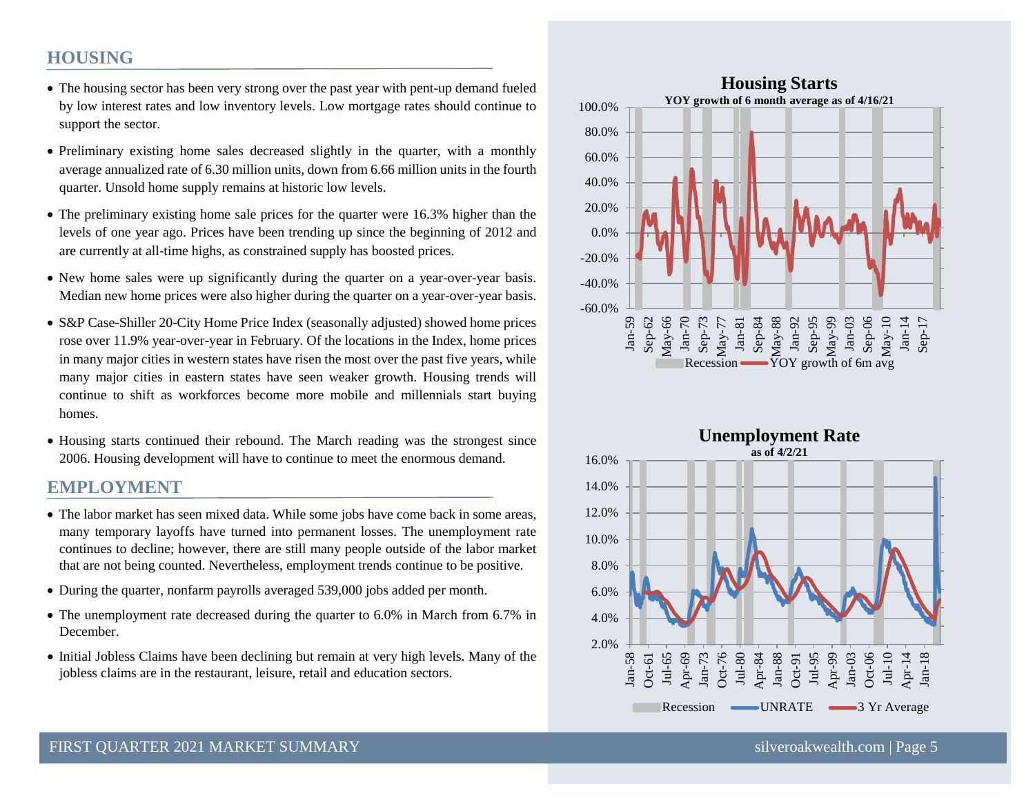## HOUSING

- The housing sector has been very strong over the past year with pent-up demand fueled by low interest rates and low inventory levels. Low mortgage rates should continue to support the sector.
- Preliminary existing home sales decreased slightly in the quarter, with a monthly average annualized rate of 6.30 million units, down from 6.66 million units in the fourth quarter. Unsold home supply remains at historic low levels.
- The preliminary existing home sale prices for the quarter were 16.3% higher than the levels of one year ago. Prices have been trending up since the beginning of 2012 and are currently at all-time highs, as constrained supply has boosted prices.
- New home sales were up significantly during the quarter on a year-over-year basis. Median new home prices were also higher during the quarter on a year-over-year basis.
- S&P Case-Shiller 20-City Home Price Index (seasonally adjusted) showed home prices rose over 11.9% year-over-year in February. Of the locations in the Index, home prices in many major cities in western states have risen the most over the past five years, while many major cities in eastern states have seen weaker growth. Housing trends will continue to shift as workforces become more mobile and millennials start buying homes.
- Housing starts continued their rebound. The March reading was the strongest since 2006. Housing development will have to continue to meet the enormous demand.

## EMPLOYMENT

- The labor market has seen mixed data. While some jobs have come back in some areas, many temporary layoffs have turned into permanent losses. The unemployment rate continues to decline; however, there are still many people outside of the labor market that are not being counted. Nevertheless, employment trends continue to be positive.
- During the quarter, nonfarm payrolls averaged 539,000 jobs added per month.
- The unemployment rate decreased during the quarter to 6.0% in March from 6.7% in December.
- Initial Jobless Claims have been declining but remain at very high levels. Many of the jobless claims are in the restaurant, leisure, retail and education sectors.

**Housing Starts**
YOY growth of 6 month average as of 4/16/21

Recession — YOY growth of 6m avg

**Unemployment Rate**
as of 4/2/21

Recession — UNRATE — 3 Yr Average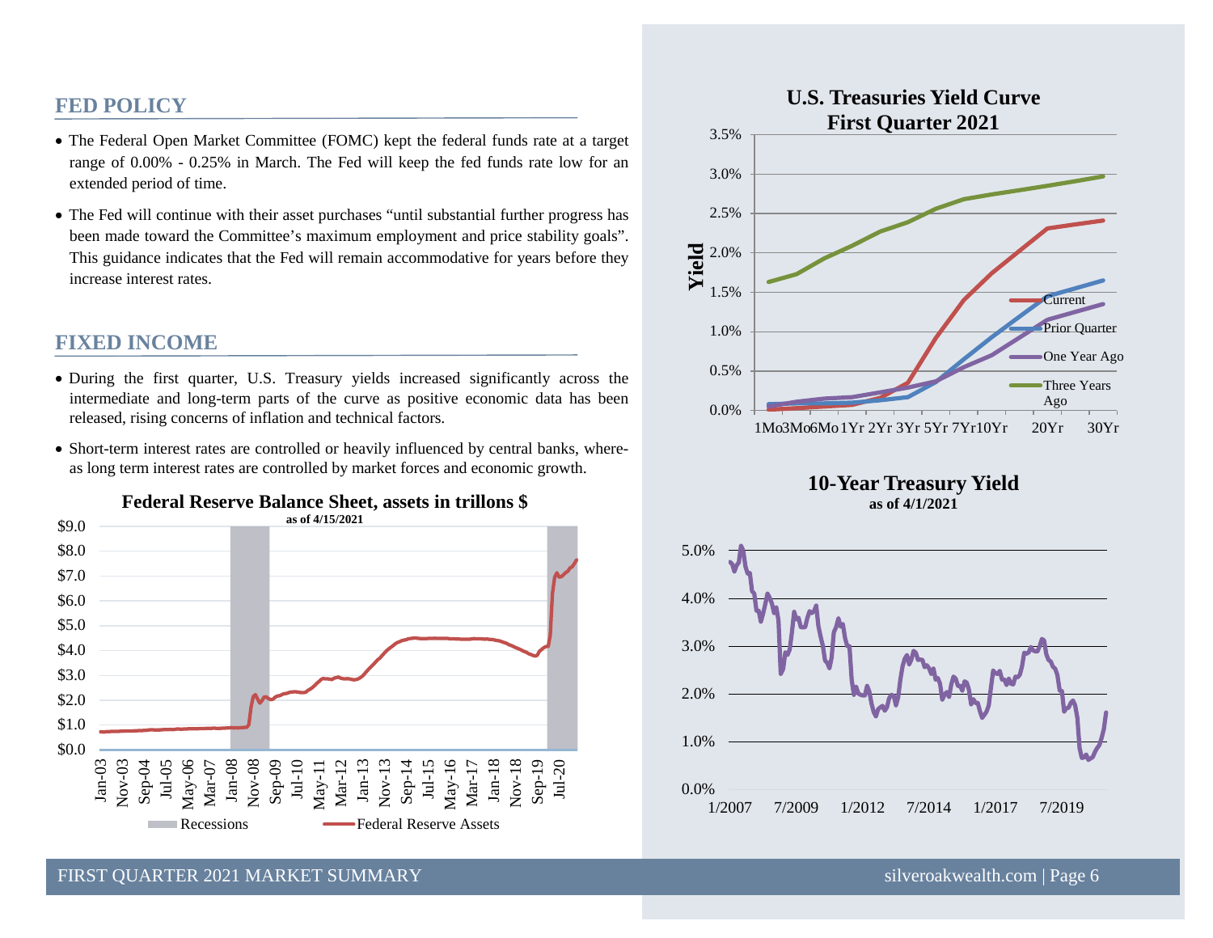## FED POLICY

- The Federal Open Market Committee (FOMC) kept the federal funds rate at a target range of 0.00% - 0.25% in March. The Fed will keep the fed funds rate low for an extended period of time.
- The Fed will continue with their asset purchases "until substantial further progress has been made toward the Committee's maximum employment and price stability goals". This guidance indicates that the Fed will remain accommodative for years before they increase interest rates.

## FIXED INCOME

- During the first quarter, U.S. Treasury yields increased significantly across the intermediate and long-term parts of the curve as positive economic data has been released, rising concerns of inflation and technical factors.
- Short-term interest rates are controlled or heavily influenced by central banks, whereas long term interest rates are controlled by market forces and economic growth.

**Federal Reserve Balance Sheet, assets in trillons $**
**as of 4/15/2021**

Legend: Recessions; Federal Reserve Assets

**U.S. Treasuries Yield Curve**
**First Quarter 2021**

Legend: Current; Prior Quarter; One Year Ago; Three Years Ago

**10-Year Treasury Yield**
**as of 4/1/2021**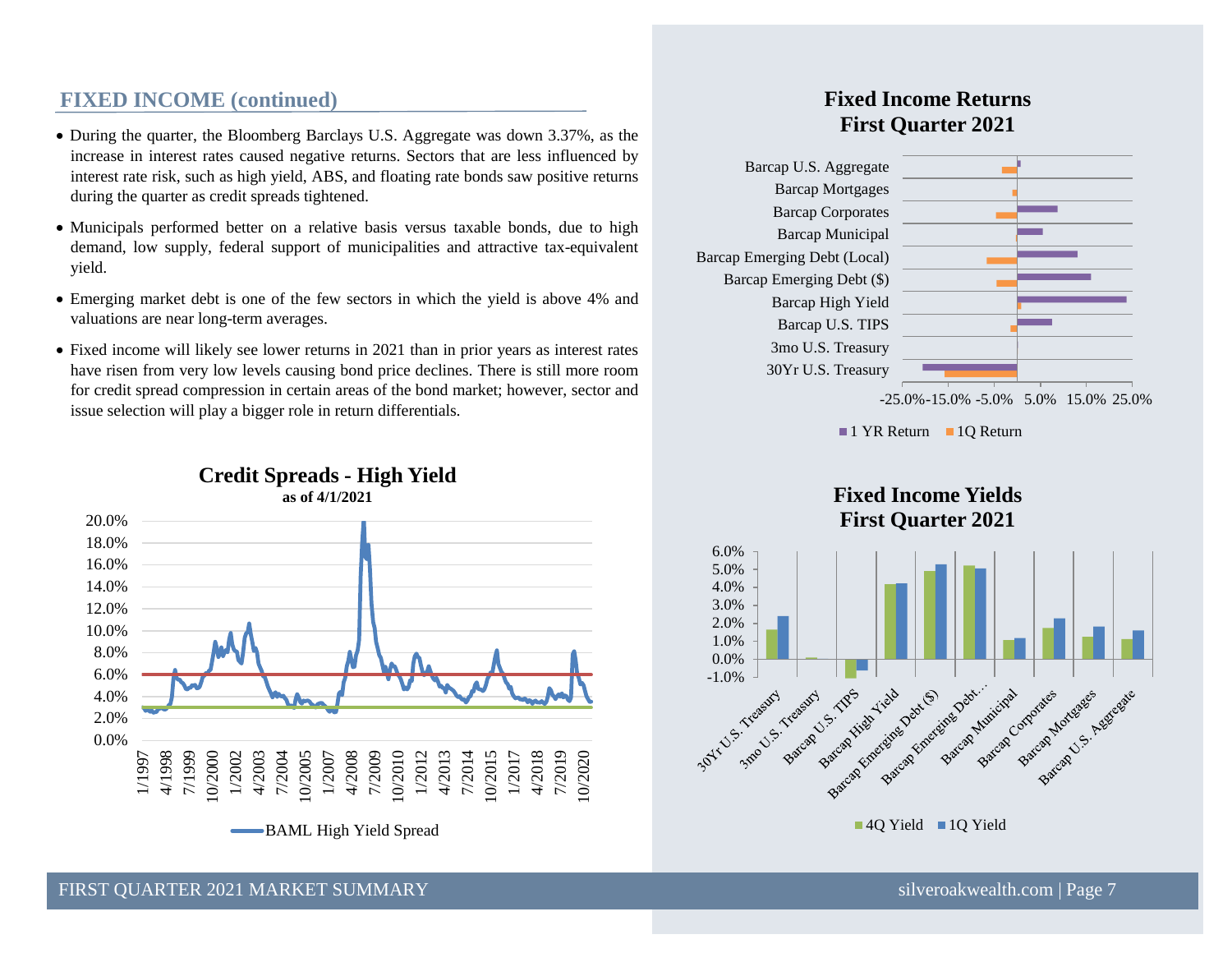## FIXED INCOME (continued)

- During the quarter, the Bloomberg Barclays U.S. Aggregate was down 3.37%, as the increase in interest rates caused negative returns. Sectors that are less influenced by interest rate risk, such as high yield, ABS, and floating rate bonds saw positive returns during the quarter as credit spreads tightened.
- Municipals performed better on a relative basis versus taxable bonds, due to high demand, low supply, federal support of municipalities and attractive tax-equivalent yield.
- Emerging market debt is one of the few sectors in which the yield is above 4% and valuations are near long-term averages.
- Fixed income will likely see lower returns in 2021 than in prior years as interest rates have risen from very low levels causing bond price declines. There is still more room for credit spread compression in certain areas of the bond market; however, sector and issue selection will play a bigger role in return differentials.

**Credit Spreads - High Yield**
**as of 4/1/2021**

BAML High Yield Spread

**Fixed Income Returns**
**First Quarter 2021**

Barcap U.S. Aggregate, Barcap Mortgages, Barcap Corporates, Barcap Municipal, Barcap Emerging Debt (Local), Barcap Emerging Debt ($), Barcap High Yield, Barcap U.S. TIPS, 3mo U.S. Treasury, 30Yr U.S. Treasury

1 YR Return, 1Q Return

**Fixed Income Yields**
**First Quarter 2021**

30Yr U.S. Treasury, 3mo U.S. Treasury, Barcap U.S. TIPS, Barcap High Yield, Barcap Emerging Debt ($), Barcap Emerging Debt…, Barcap Municipal, Barcap Corporates, Barcap Mortgages, Barcap U.S. Aggregate

4Q Yield, 1Q Yield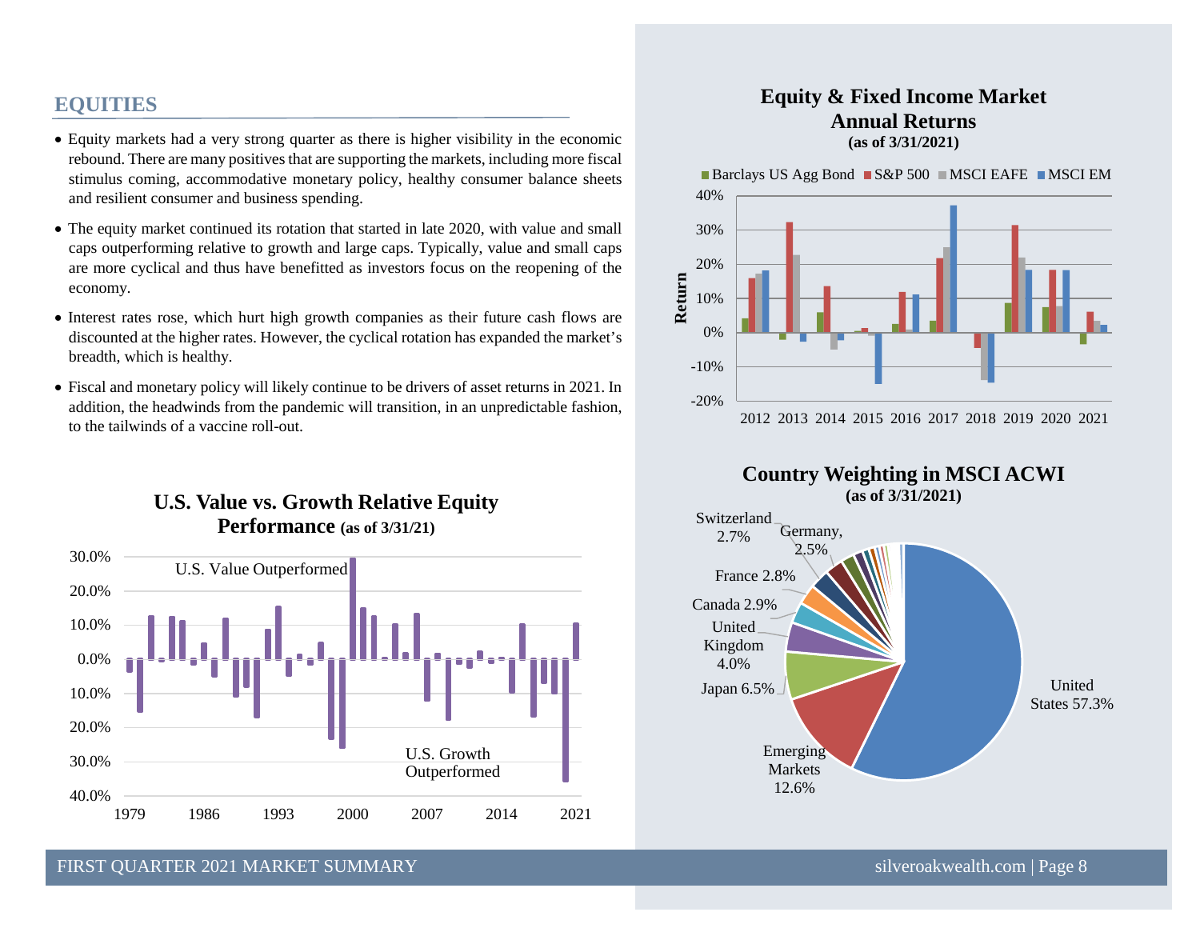## EQUITIES

- Equity markets had a very strong quarter as there is higher visibility in the economic rebound. There are many positives that are supporting the markets, including more fiscal stimulus coming, accommodative monetary policy, healthy consumer balance sheets and resilient consumer and business spending.
- The equity market continued its rotation that started in late 2020, with value and small caps outperforming relative to growth and large caps. Typically, value and small caps are more cyclical and thus have benefitted as investors focus on the reopening of the economy.
- Interest rates rose, which hurt high growth companies as their future cash flows are discounted at the higher rates. However, the cyclical rotation has expanded the market's breadth, which is healthy.
- Fiscal and monetary policy will likely continue to be drivers of asset returns in 2021. In addition, the headwinds from the pandemic will transition, in an unpredictable fashion, to the tailwinds of a vaccine roll-out.

**U.S. Value vs. Growth Relative Equity Performance** (as of 3/31/21)

**Equity & Fixed Income Market Annual Returns**
(as of 3/31/2021)

**Country Weighting in MSCI ACWI**
(as of 3/31/2021)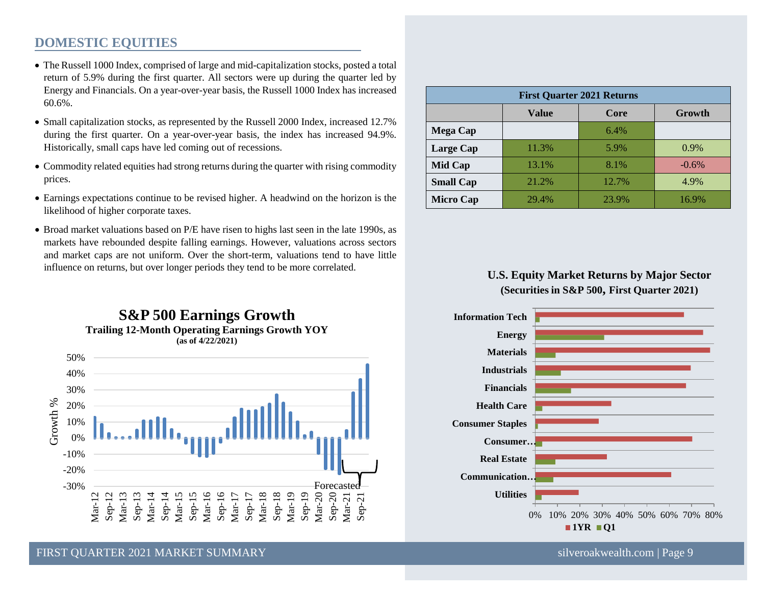## DOMESTIC EQUITIES

- The Russell 1000 Index, comprised of large and mid-capitalization stocks, posted a total return of 5.9% during the first quarter. All sectors were up during the quarter led by Energy and Financials. On a year-over-year basis, the Russell 1000 Index has increased 60.6%.
- Small capitalization stocks, as represented by the Russell 2000 Index, increased 12.7% during the first quarter. On a year-over-year basis, the index has increased 94.9%. Historically, small caps have led coming out of recessions.
- Commodity related equities had strong returns during the quarter with rising commodity prices.
- Earnings expectations continue to be revised higher. A headwind on the horizon is the likelihood of higher corporate taxes.
- Broad market valuations based on P/E have risen to highs last seen in the late 1990s, as markets have rebounded despite falling earnings. However, valuations across sectors and market caps are not uniform. Over the short-term, valuations tend to have little influence on returns, but over longer periods they tend to be more correlated.

**First Quarter 2021 Returns**

| | Value | Core | Growth |
|---|---|---|---|
| **Mega Cap** | | 6.4% | |
| **Large Cap** | 11.3% | 5.9% | 0.9% |
| **Mid Cap** | 13.1% | 8.1% | -0.6% |
| **Small Cap** | 21.2% | 12.7% | 4.9% |
| **Micro Cap** | 29.4% | 23.9% | 16.9% |

**S&P 500 Earnings Growth**

**Trailing 12-Month Operating Earnings Growth YOY**

**(as of 4/22/2021)**

**U.S. Equity Market Returns by Major Sector**

**(Securities in S&P 500, First Quarter 2021)**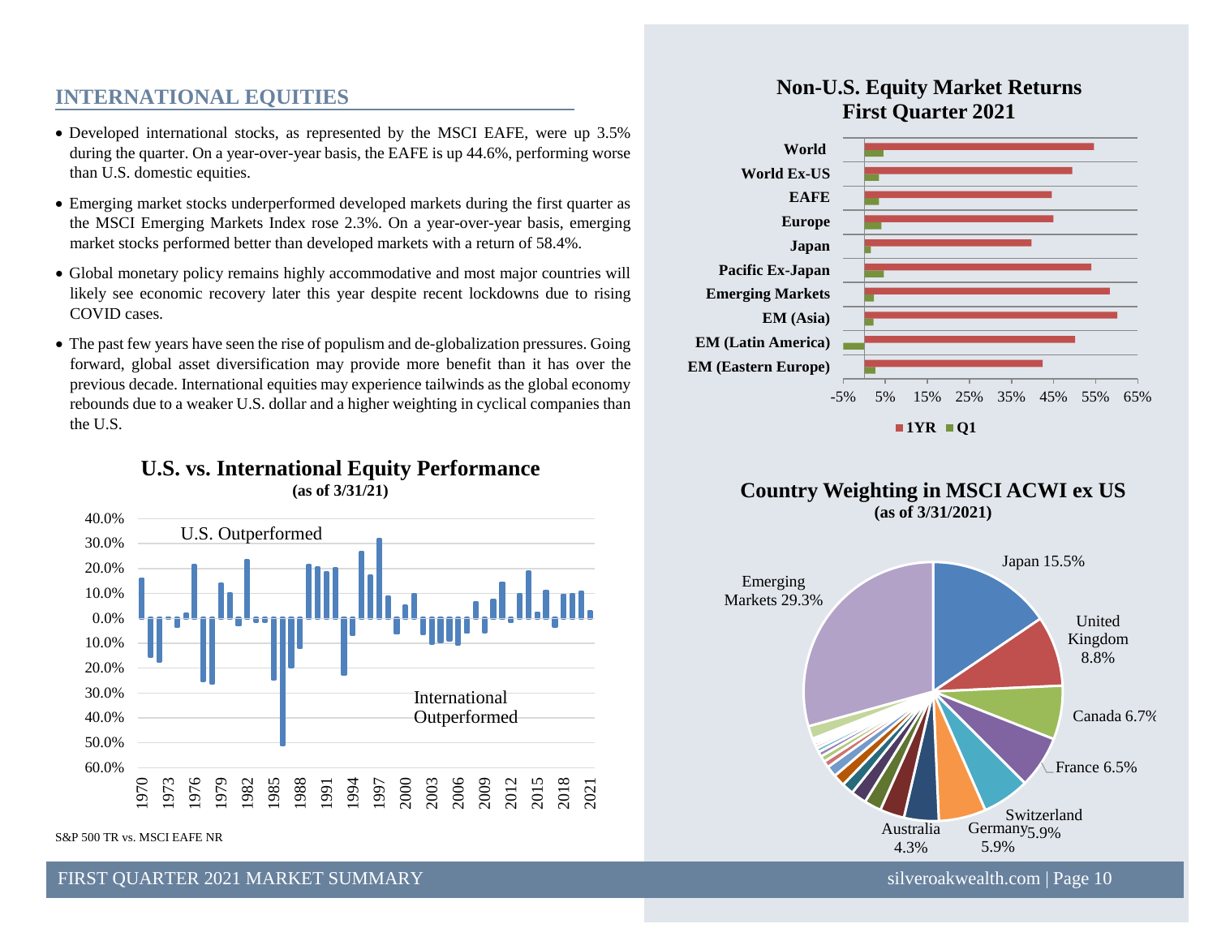## INTERNATIONAL EQUITIES

- Developed international stocks, as represented by the MSCI EAFE, were up 3.5% during the quarter. On a year-over-year basis, the EAFE is up 44.6%, performing worse than U.S. domestic equities.
- Emerging market stocks underperformed developed markets during the first quarter as the MSCI Emerging Markets Index rose 2.3%. On a year-over-year basis, emerging market stocks performed better than developed markets with a return of 58.4%.
- Global monetary policy remains highly accommodative and most major countries will likely see economic recovery later this year despite recent lockdowns due to rising COVID cases.
- The past few years have seen the rise of populism and de-globalization pressures. Going forward, global asset diversification may provide more benefit than it has over the previous decade. International equities may experience tailwinds as the global economy rebounds due to a weaker U.S. dollar and a higher weighting in cyclical companies than the U.S.

**U.S. vs. International Equity Performance**
**(as of 3/31/21)**

U.S. Outperformed

International Outperformed

S&P 500 TR vs. MSCI EAFE NR

**Non-U.S. Equity Market Returns**
**First Quarter 2021**

World, World Ex-US, EAFE, Europe, Japan, Pacific Ex-Japan, Emerging Markets, EM (Asia), EM (Latin America), EM (Eastern Europe)

1YR ■ Q1

**Country Weighting in MSCI ACWI ex US**
**(as of 3/31/2021)**

Japan 15.5%
United Kingdom 8.8%
Canada 6.7%
France 6.5%
Switzerland 5.9%
Germany 5.9%
Australia 4.3%
Emerging Markets 29.3%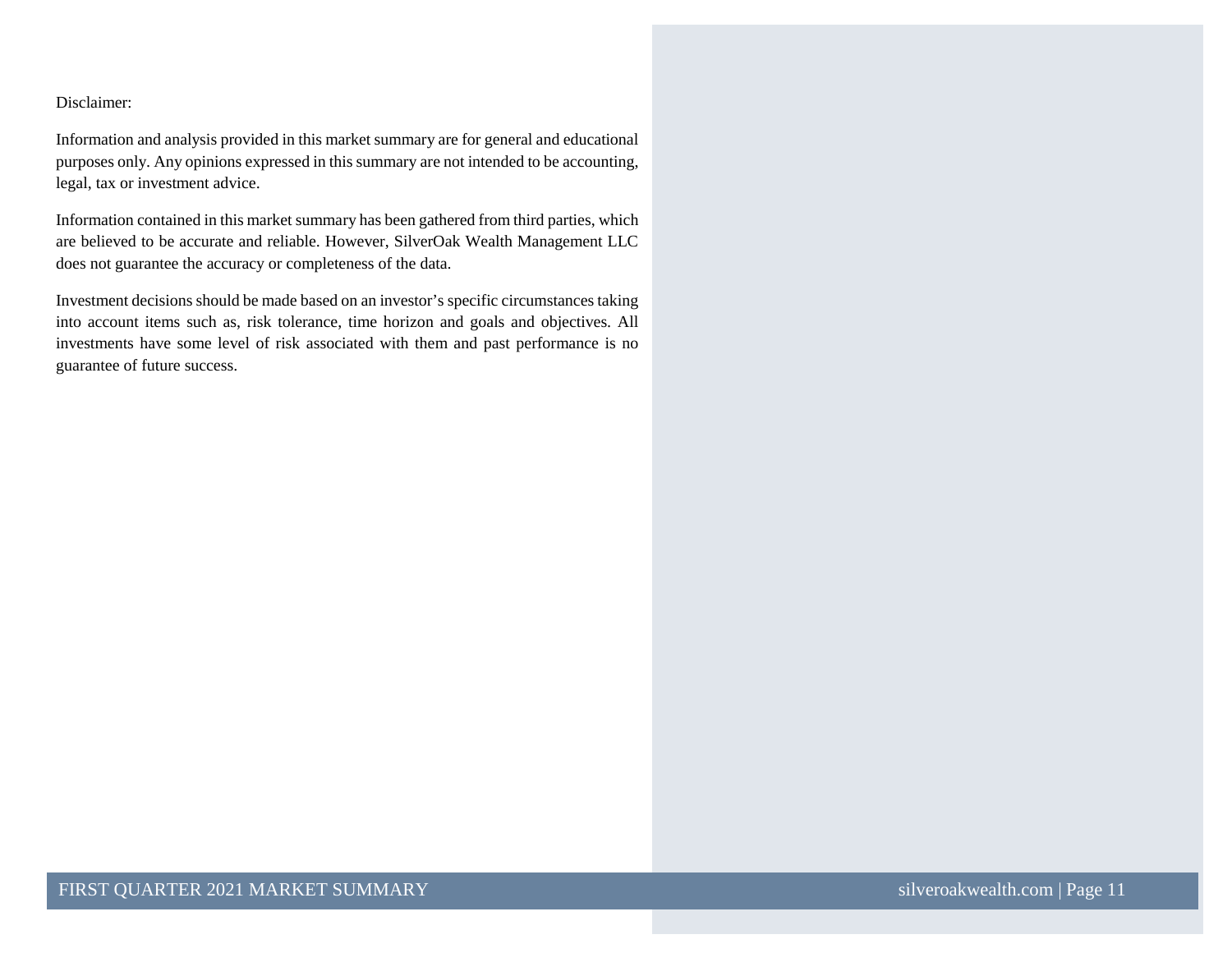Disclaimer:

Information and analysis provided in this market summary are for general and educational purposes only. Any opinions expressed in this summary are not intended to be accounting, legal, tax or investment advice.

Information contained in this market summary has been gathered from third parties, which are believed to be accurate and reliable. However, SilverOak Wealth Management LLC does not guarantee the accuracy or completeness of the data.

Investment decisions should be made based on an investor's specific circumstances taking into account items such as, risk tolerance, time horizon and goals and objectives. All investments have some level of risk associated with them and past performance is no guarantee of future success.